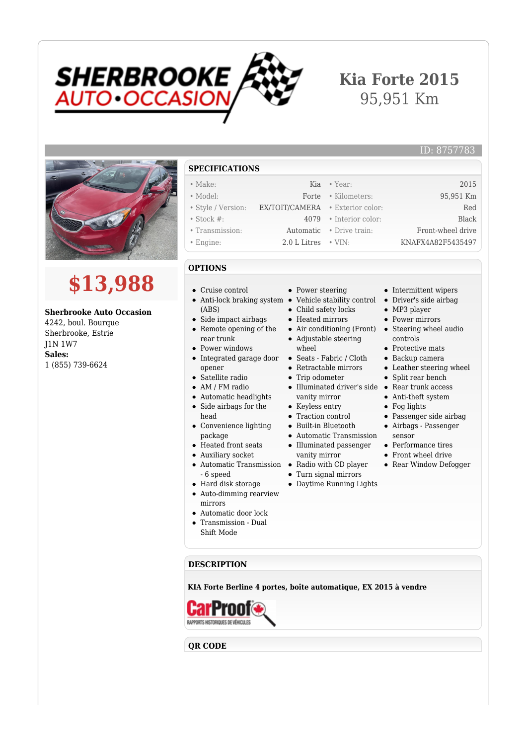# Kia Forte 2015

95,951 Km

ID: 8757783

## $13,988

**Sherbrooke Auto Occasion**
4242, boul. Bourque
Sherbrooke, Estrie
J1N 1W7
**Sales:**
1 (855) 739-6624

## SPECIFICATIONS

| | | | |
|---|---|---|---|
| • Make: | Kia | • Year: | 2015 |
| • Model: | Forte | • Kilometers: | 95,951 Km |
| • Style / Version: | EX/TOIT/CAMERA | • Exterior color: | Red |
| • Stock #: | 4079 | • Interior color: | Black |
| • Transmission: | Automatic | • Drive train: | Front-wheel drive |
| • Engine: | 2.0 L Litres | • VIN: | KNAFX4A82F5435497 |

## OPTIONS

- Cruise control
- Anti-lock braking system (ABS)
- Side impact airbags
- Remote opening of the rear trunk
- Power windows
- Integrated garage door opener
- Satellite radio
- AM / FM radio
- Automatic headlights
- Side airbags for the head
- Convenience lighting package
- Heated front seats
- Auxiliary socket
- Automatic Transmission - 6 speed
- Hard disk storage
- Auto-dimming rearview mirrors
- Automatic door lock
- Transmission - Dual Shift Mode
- Power steering
- Vehicle stability control
- Child safety locks
- Heated mirrors
- Air conditioning (Front)
- Adjustable steering wheel
- Seats - Fabric / Cloth
- Retractable mirrors
- Trip odometer
- Illuminated driver's side vanity mirror
- Keyless entry
- Traction control
- Built-in Bluetooth
- Automatic Transmission
- Illuminated passenger vanity mirror
- Radio with CD player
- Turn signal mirrors
- Daytime Running Lights
- Intermittent wipers
- Driver's side airbag
- MP3 player
- Power mirrors
- Steering wheel audio controls
- Protective mats
- Backup camera
- Leather steering wheel
- Split rear bench
- Rear trunk access
- Anti-theft system
- Fog lights
- Passenger side airbag
- Airbags - Passenger sensor
- Performance tires
- Front wheel drive
- Rear Window Defogger

## DESCRIPTION

**KIA Forte Berline 4 portes, boîte automatique, EX 2015 à vendre**

CarProof
RAPPORTS HISTORIQUES DE VÉHICULES

## QR CODE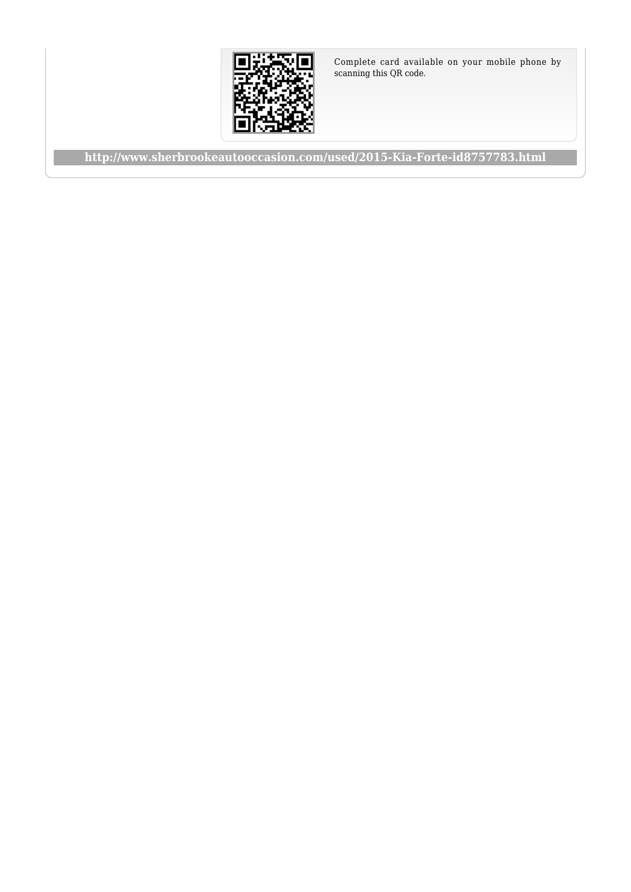Complete card available on your mobile phone by scanning this QR code.

**http://www.sherbrookeautooccasion.com/used/2015-Kia-Forte-id8757783.html**